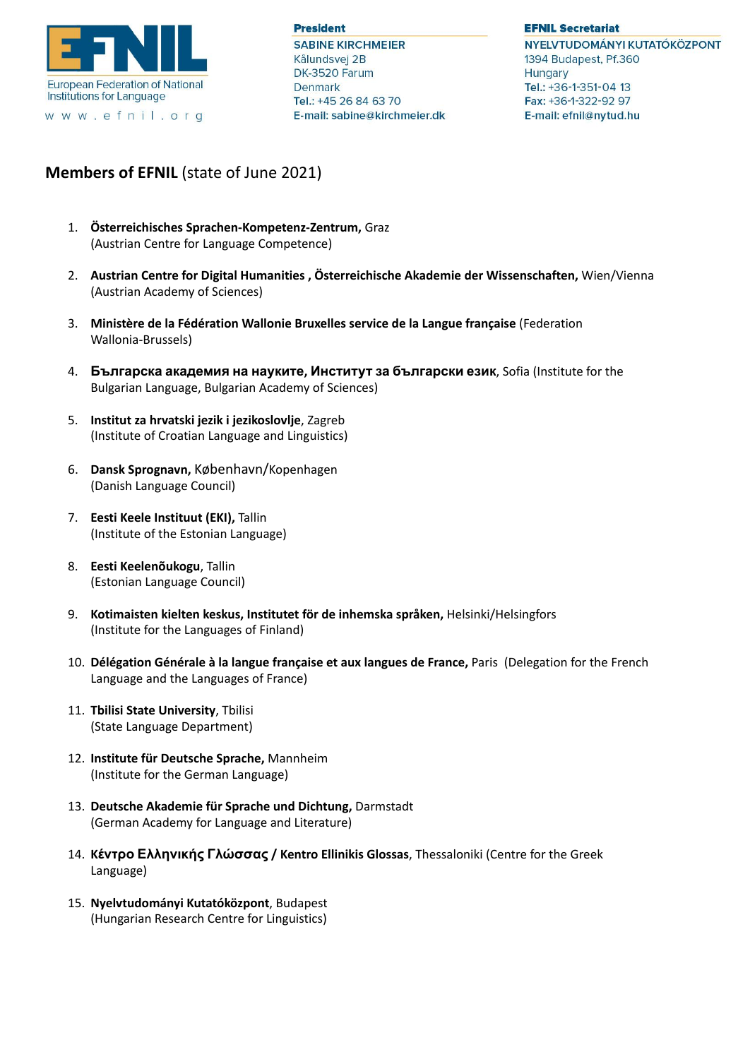EFNIL

European Federation of National Institutions for Language

w w w . e f n i l . o r g

**President**
SABINE KIRCHMEIER
Kålundsvej 2B
DK-3520 Farum
Denmark
**Tel.:** +45 26 84 63 70
**E-mail:** sabine@kirchmeier.dk

**EFNIL Secretariat**
NYELVTUDOMÁNYI KUTATÓKÖZPONT
1394 Budapest, Pf.360
Hungary
**Tel.:** +36-1-351-04 13
**Fax:** +36-1-322-92 97
**E-mail:** efnil@nytud.hu

## **Members of EFNIL** (state of June 2021)

1. **Österreichisches Sprachen-Kompetenz-Zentrum,** Graz
(Austrian Centre for Language Competence)

2. **Austrian Centre for Digital Humanities , Österreichische Akademie der Wissenschaften,** Wien/Vienna
(Austrian Academy of Sciences)

3. **Ministère de la Fédération Wallonie Bruxelles service de la Langue française** (Federation Wallonia-Brussels)

4. **Българска академия на науките, Институт за български език**, Sofia (Institute for the Bulgarian Language, Bulgarian Academy of Sciences)

5. **Institut za hrvatski jezik i jezikoslovlje**, Zagreb
(Institute of Croatian Language and Linguistics)

6. **Dansk Sprognavn,** København/Kopenhagen
(Danish Language Council)

7. **Eesti Keele Instituut (EKI),** Tallin
(Institute of the Estonian Language)

8. **Eesti Keelenõukogu**, Tallin
(Estonian Language Council)

9. **Kotimaisten kielten keskus, Institutet för de inhemska språken,** Helsinki/Helsingfors
(Institute for the Languages of Finland)

10. **Délégation Générale à la langue française et aux langues de France,** Paris (Delegation for the French Language and the Languages of France)

11. **Tbilisi State University**, Tbilisi
(State Language Department)

12. **Institute für Deutsche Sprache,** Mannheim
(Institute for the German Language)

13. **Deutsche Akademie für Sprache und Dichtung,** Darmstadt
(German Academy for Language and Literature)

14. **Κέντρο Ελληνικής Γλώσσας / Kentro Ellinikis Glossas**, Thessaloniki (Centre for the Greek Language)

15. **Nyelvtudományi Kutatóközpont**, Budapest
(Hungarian Research Centre for Linguistics)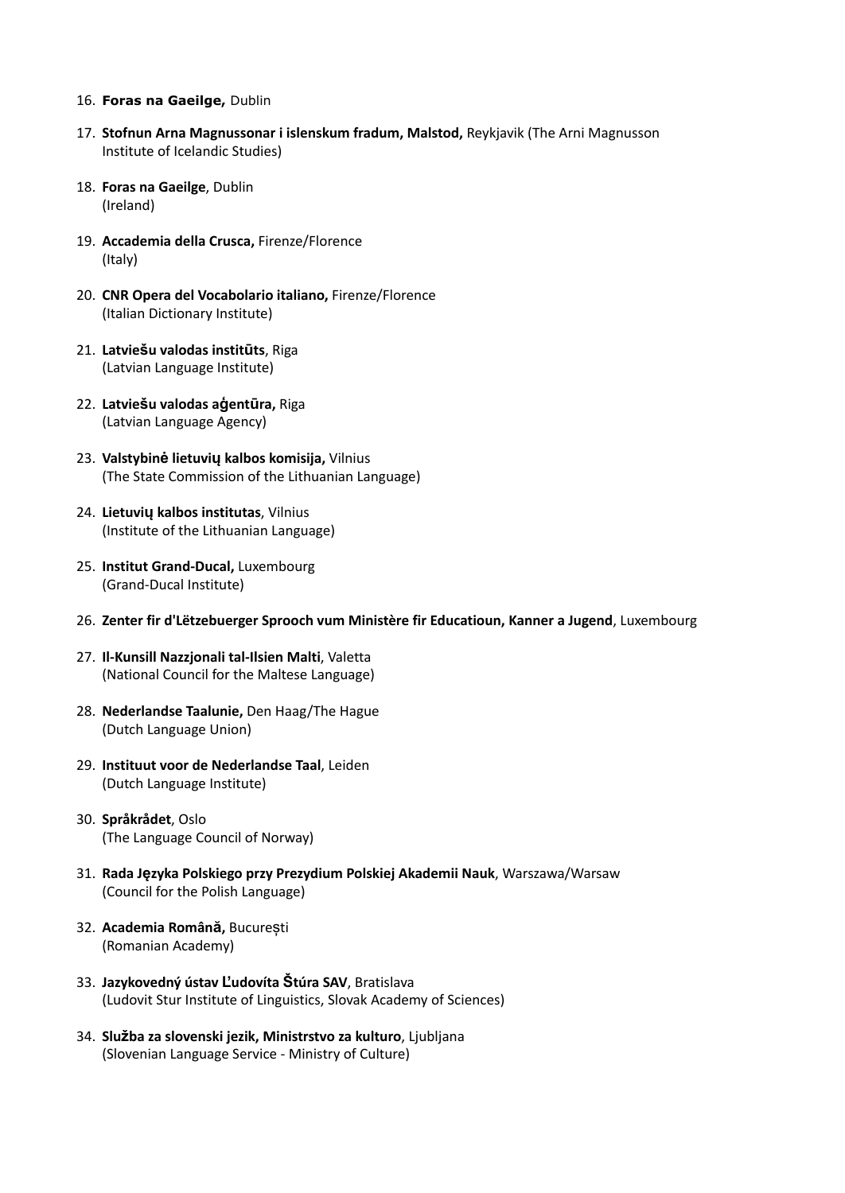16. **Foras na Gaeilge,** Dublin

17. **Stofnun Arna Magnussonar i islenskum fradum, Malstod,** Reykjavik (The Arni Magnusson Institute of Icelandic Studies)

18. **Foras na Gaeilge**, Dublin
    (Ireland)

19. **Accademia della Crusca,** Firenze/Florence
    (Italy)

20. **CNR Opera del Vocabolario italiano,** Firenze/Florence
    (Italian Dictionary Institute)

21. **Latviešu valodas institūts**, Riga
    (Latvian Language Institute)

22. **Latviešu valodas aģentūra,** Riga
    (Latvian Language Agency)

23. **Valstybinė lietuvių kalbos komisija,** Vilnius
    (The State Commission of the Lithuanian Language)

24. **Lietuvių kalbos institutas**, Vilnius
    (Institute of the Lithuanian Language)

25. **Institut Grand-Ducal,** Luxembourg
    (Grand-Ducal Institute)

26. **Zenter fir d'Lëtzebuerger Sprooch vum Ministère fir Educatioun, Kanner a Jugend**, Luxembourg

27. **Il-Kunsill Nazzjonali tal-Ilsien Malti**, Valetta
    (National Council for the Maltese Language)

28. **Nederlandse Taalunie,** Den Haag/The Hague
    (Dutch Language Union)

29. **Instituut voor de Nederlandse Taal**, Leiden
    (Dutch Language Institute)

30. **Språkrådet**, Oslo
    (The Language Council of Norway)

31. **Rada Języka Polskiego przy Prezydium Polskiej Akademii Nauk**, Warszawa/Warsaw
    (Council for the Polish Language)

32. **Academia Română,** București
    (Romanian Academy)

33. **Jazykovedný ústav Ľudovíta Štúra SAV**, Bratislava
    (Ludovit Stur Institute of Linguistics, Slovak Academy of Sciences)

34. **Služba za slovenski jezik, Ministrstvo za kulturo**, Ljubljana
    (Slovenian Language Service - Ministry of Culture)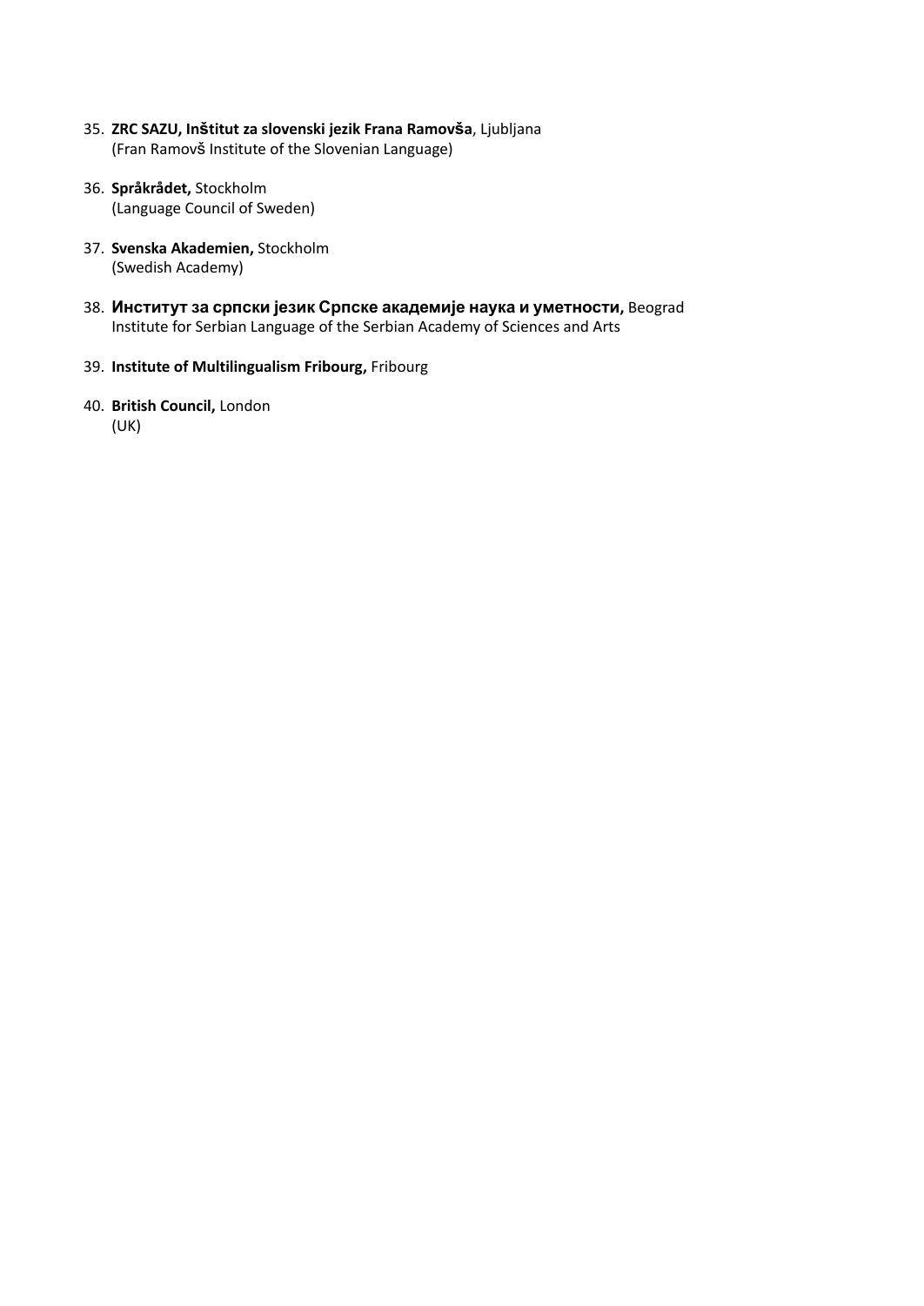35. **ZRC SAZU, Inštitut za slovenski jezik Frana Ramovša**, Ljubljana
    (Fran Ramovš Institute of the Slovenian Language)

36. **Språkrådet,** Stockholm
    (Language Council of Sweden)

37. **Svenska Akademien,** Stockholm
    (Swedish Academy)

38. **Институт за српски језик Српске академије наука и уметности,** Beograd
    Institute for Serbian Language of the Serbian Academy of Sciences and Arts

39. **Institute of Multilingualism Fribourg,** Fribourg

40. **British Council,** London
    (UK)